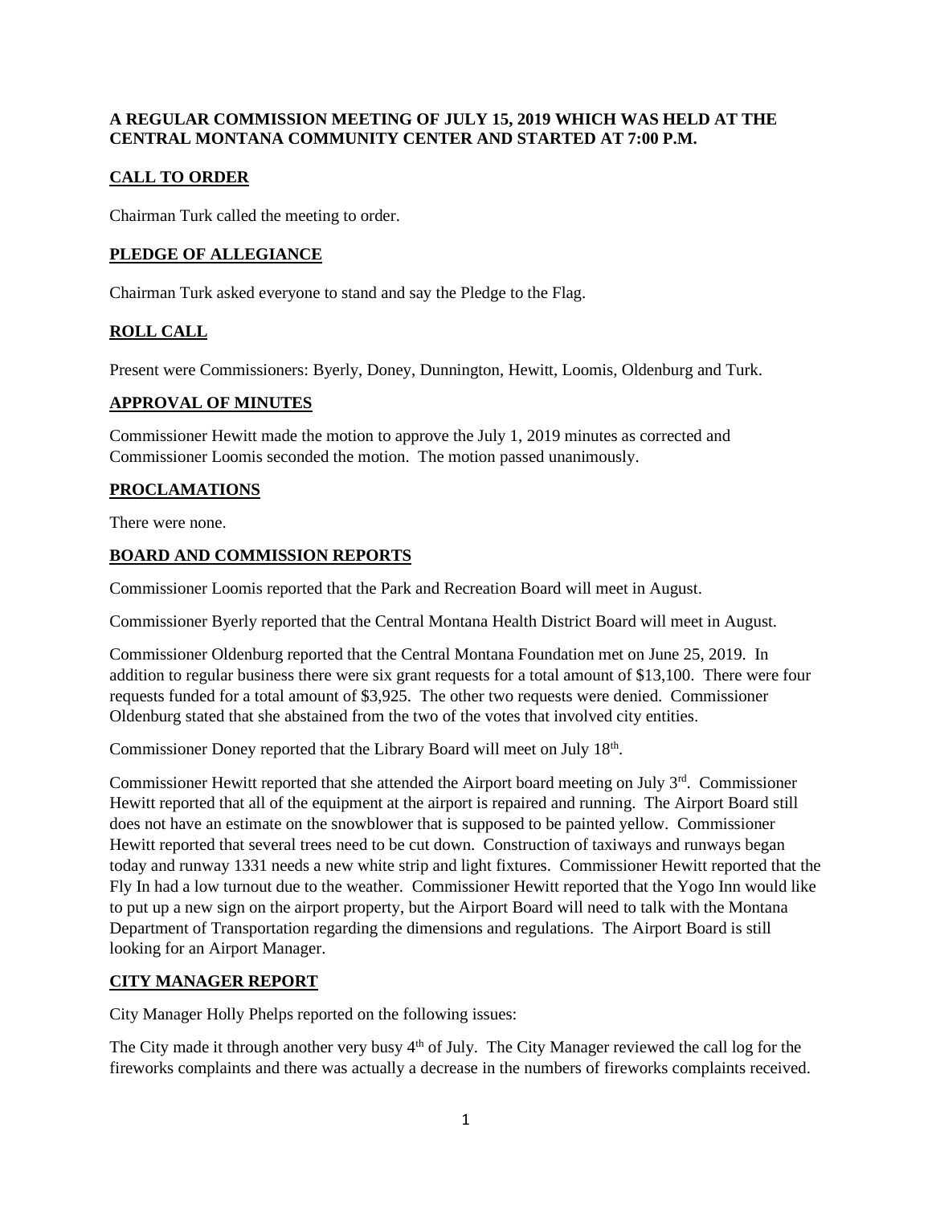**A REGULAR COMMISSION MEETING OF JULY 15, 2019 WHICH WAS HELD AT THE CENTRAL MONTANA COMMUNITY CENTER AND STARTED AT 7:00 P.M.**

## CALL TO ORDER

Chairman Turk called the meeting to order.

## PLEDGE OF ALLEGIANCE

Chairman Turk asked everyone to stand and say the Pledge to the Flag.

## ROLL CALL

Present were Commissioners: Byerly, Doney, Dunnington, Hewitt, Loomis, Oldenburg and Turk.

## APPROVAL OF MINUTES

Commissioner Hewitt made the motion to approve the July 1, 2019 minutes as corrected and Commissioner Loomis seconded the motion. The motion passed unanimously.

## PROCLAMATIONS

There were none.

## BOARD AND COMMISSION REPORTS

Commissioner Loomis reported that the Park and Recreation Board will meet in August.

Commissioner Byerly reported that the Central Montana Health District Board will meet in August.

Commissioner Oldenburg reported that the Central Montana Foundation met on June 25, 2019. In addition to regular business there were six grant requests for a total amount of $13,100. There were four requests funded for a total amount of $3,925. The other two requests were denied. Commissioner Oldenburg stated that she abstained from the two of the votes that involved city entities.

Commissioner Doney reported that the Library Board will meet on July 18th.

Commissioner Hewitt reported that she attended the Airport board meeting on July 3rd. Commissioner Hewitt reported that all of the equipment at the airport is repaired and running. The Airport Board still does not have an estimate on the snowblower that is supposed to be painted yellow. Commissioner Hewitt reported that several trees need to be cut down. Construction of taxiways and runways began today and runway 1331 needs a new white strip and light fixtures. Commissioner Hewitt reported that the Fly In had a low turnout due to the weather. Commissioner Hewitt reported that the Yogo Inn would like to put up a new sign on the airport property, but the Airport Board will need to talk with the Montana Department of Transportation regarding the dimensions and regulations. The Airport Board is still looking for an Airport Manager.

## CITY MANAGER REPORT

City Manager Holly Phelps reported on the following issues:

The City made it through another very busy 4th of July. The City Manager reviewed the call log for the fireworks complaints and there was actually a decrease in the numbers of fireworks complaints received.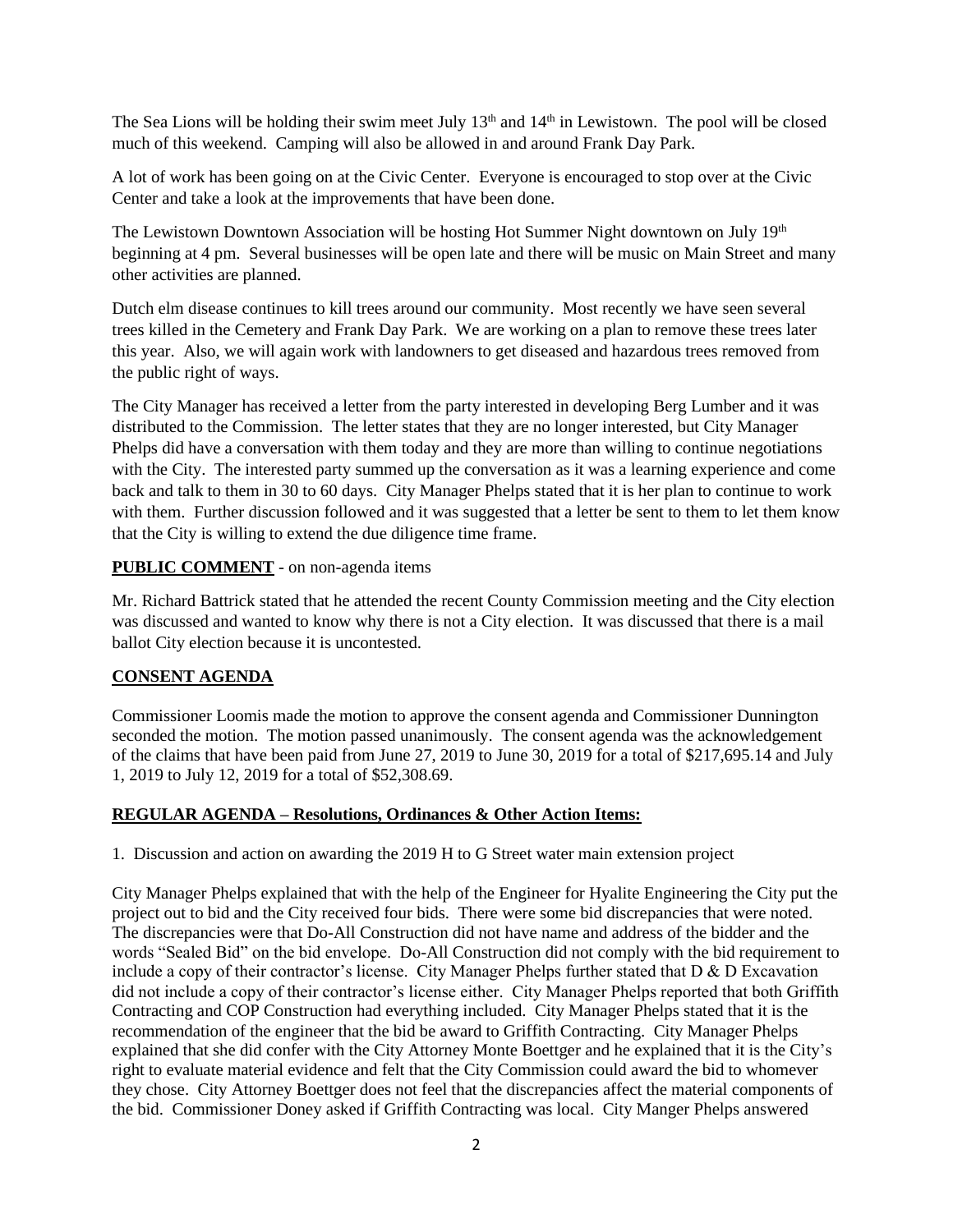The Sea Lions will be holding their swim meet July 13th and 14th in Lewistown. The pool will be closed much of this weekend. Camping will also be allowed in and around Frank Day Park.

A lot of work has been going on at the Civic Center. Everyone is encouraged to stop over at the Civic Center and take a look at the improvements that have been done.

The Lewistown Downtown Association will be hosting Hot Summer Night downtown on July 19th beginning at 4 pm. Several businesses will be open late and there will be music on Main Street and many other activities are planned.

Dutch elm disease continues to kill trees around our community. Most recently we have seen several trees killed in the Cemetery and Frank Day Park. We are working on a plan to remove these trees later this year. Also, we will again work with landowners to get diseased and hazardous trees removed from the public right of ways.

The City Manager has received a letter from the party interested in developing Berg Lumber and it was distributed to the Commission. The letter states that they are no longer interested, but City Manager Phelps did have a conversation with them today and they are more than willing to continue negotiations with the City. The interested party summed up the conversation as it was a learning experience and come back and talk to them in 30 to 60 days. City Manager Phelps stated that it is her plan to continue to work with them. Further discussion followed and it was suggested that a letter be sent to them to let them know that the City is willing to extend the due diligence time frame.

**PUBLIC COMMENT** - on non-agenda items

Mr. Richard Battrick stated that he attended the recent County Commission meeting and the City election was discussed and wanted to know why there is not a City election. It was discussed that there is a mail ballot City election because it is uncontested.

**CONSENT AGENDA**

Commissioner Loomis made the motion to approve the consent agenda and Commissioner Dunnington seconded the motion. The motion passed unanimously. The consent agenda was the acknowledgement of the claims that have been paid from June 27, 2019 to June 30, 2019 for a total of $217,695.14 and July 1, 2019 to July 12, 2019 for a total of $52,308.69.

**REGULAR AGENDA – Resolutions, Ordinances & Other Action Items:**

1. Discussion and action on awarding the 2019 H to G Street water main extension project

City Manager Phelps explained that with the help of the Engineer for Hyalite Engineering the City put the project out to bid and the City received four bids. There were some bid discrepancies that were noted. The discrepancies were that Do-All Construction did not have name and address of the bidder and the words "Sealed Bid" on the bid envelope. Do-All Construction did not comply with the bid requirement to include a copy of their contractor's license. City Manager Phelps further stated that D & D Excavation did not include a copy of their contractor's license either. City Manager Phelps reported that both Griffith Contracting and COP Construction had everything included. City Manager Phelps stated that it is the recommendation of the engineer that the bid be award to Griffith Contracting. City Manager Phelps explained that she did confer with the City Attorney Monte Boettger and he explained that it is the City's right to evaluate material evidence and felt that the City Commission could award the bid to whomever they chose. City Attorney Boettger does not feel that the discrepancies affect the material components of the bid. Commissioner Doney asked if Griffith Contracting was local. City Manger Phelps answered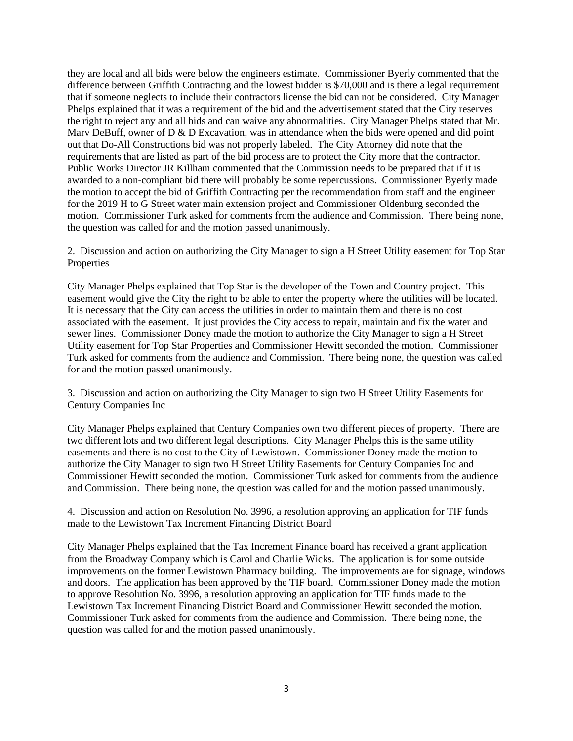they are local and all bids were below the engineers estimate. Commissioner Byerly commented that the difference between Griffith Contracting and the lowest bidder is $70,000 and is there a legal requirement that if someone neglects to include their contractors license the bid can not be considered. City Manager Phelps explained that it was a requirement of the bid and the advertisement stated that the City reserves the right to reject any and all bids and can waive any abnormalities. City Manager Phelps stated that Mr. Marv DeBuff, owner of D & D Excavation, was in attendance when the bids were opened and did point out that Do-All Constructions bid was not properly labeled. The City Attorney did note that the requirements that are listed as part of the bid process are to protect the City more that the contractor. Public Works Director JR Killham commented that the Commission needs to be prepared that if it is awarded to a non-compliant bid there will probably be some repercussions. Commissioner Byerly made the motion to accept the bid of Griffith Contracting per the recommendation from staff and the engineer for the 2019 H to G Street water main extension project and Commissioner Oldenburg seconded the motion. Commissioner Turk asked for comments from the audience and Commission. There being none, the question was called for and the motion passed unanimously.

2. Discussion and action on authorizing the City Manager to sign a H Street Utility easement for Top Star Properties

City Manager Phelps explained that Top Star is the developer of the Town and Country project. This easement would give the City the right to be able to enter the property where the utilities will be located. It is necessary that the City can access the utilities in order to maintain them and there is no cost associated with the easement. It just provides the City access to repair, maintain and fix the water and sewer lines. Commissioner Doney made the motion to authorize the City Manager to sign a H Street Utility easement for Top Star Properties and Commissioner Hewitt seconded the motion. Commissioner Turk asked for comments from the audience and Commission. There being none, the question was called for and the motion passed unanimously.

3. Discussion and action on authorizing the City Manager to sign two H Street Utility Easements for Century Companies Inc

City Manager Phelps explained that Century Companies own two different pieces of property. There are two different lots and two different legal descriptions. City Manager Phelps this is the same utility easements and there is no cost to the City of Lewistown. Commissioner Doney made the motion to authorize the City Manager to sign two H Street Utility Easements for Century Companies Inc and Commissioner Hewitt seconded the motion. Commissioner Turk asked for comments from the audience and Commission. There being none, the question was called for and the motion passed unanimously.

4. Discussion and action on Resolution No. 3996, a resolution approving an application for TIF funds made to the Lewistown Tax Increment Financing District Board

City Manager Phelps explained that the Tax Increment Finance board has received a grant application from the Broadway Company which is Carol and Charlie Wicks. The application is for some outside improvements on the former Lewistown Pharmacy building. The improvements are for signage, windows and doors. The application has been approved by the TIF board. Commissioner Doney made the motion to approve Resolution No. 3996, a resolution approving an application for TIF funds made to the Lewistown Tax Increment Financing District Board and Commissioner Hewitt seconded the motion. Commissioner Turk asked for comments from the audience and Commission. There being none, the question was called for and the motion passed unanimously.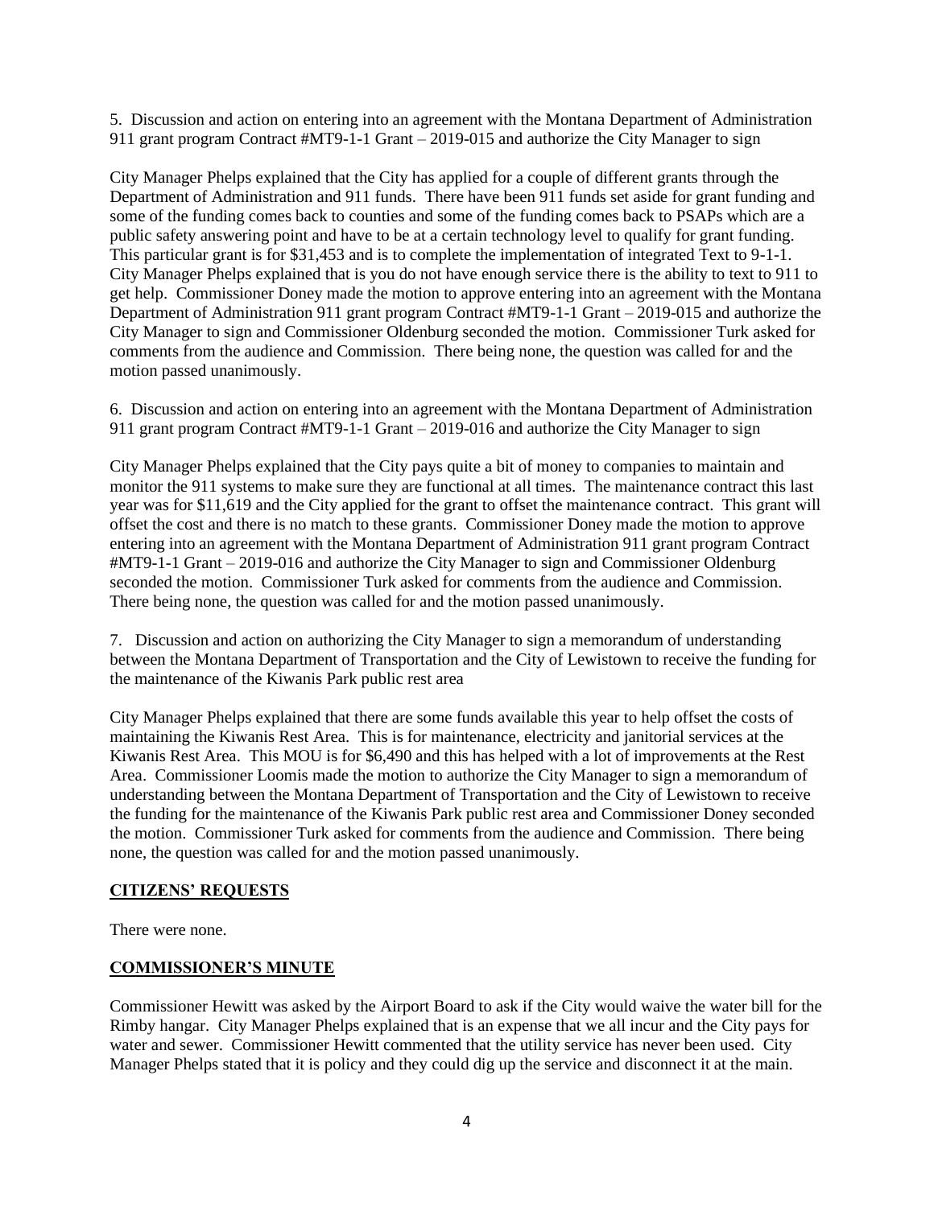5. Discussion and action on entering into an agreement with the Montana Department of Administration 911 grant program Contract #MT9-1-1 Grant – 2019-015 and authorize the City Manager to sign

City Manager Phelps explained that the City has applied for a couple of different grants through the Department of Administration and 911 funds. There have been 911 funds set aside for grant funding and some of the funding comes back to counties and some of the funding comes back to PSAPs which are a public safety answering point and have to be at a certain technology level to qualify for grant funding. This particular grant is for $31,453 and is to complete the implementation of integrated Text to 9-1-1. City Manager Phelps explained that is you do not have enough service there is the ability to text to 911 to get help. Commissioner Doney made the motion to approve entering into an agreement with the Montana Department of Administration 911 grant program Contract #MT9-1-1 Grant – 2019-015 and authorize the City Manager to sign and Commissioner Oldenburg seconded the motion. Commissioner Turk asked for comments from the audience and Commission. There being none, the question was called for and the motion passed unanimously.

6. Discussion and action on entering into an agreement with the Montana Department of Administration 911 grant program Contract #MT9-1-1 Grant – 2019-016 and authorize the City Manager to sign

City Manager Phelps explained that the City pays quite a bit of money to companies to maintain and monitor the 911 systems to make sure they are functional at all times. The maintenance contract this last year was for $11,619 and the City applied for the grant to offset the maintenance contract. This grant will offset the cost and there is no match to these grants. Commissioner Doney made the motion to approve entering into an agreement with the Montana Department of Administration 911 grant program Contract #MT9-1-1 Grant – 2019-016 and authorize the City Manager to sign and Commissioner Oldenburg seconded the motion. Commissioner Turk asked for comments from the audience and Commission. There being none, the question was called for and the motion passed unanimously.

7. Discussion and action on authorizing the City Manager to sign a memorandum of understanding between the Montana Department of Transportation and the City of Lewistown to receive the funding for the maintenance of the Kiwanis Park public rest area

City Manager Phelps explained that there are some funds available this year to help offset the costs of maintaining the Kiwanis Rest Area. This is for maintenance, electricity and janitorial services at the Kiwanis Rest Area. This MOU is for $6,490 and this has helped with a lot of improvements at the Rest Area. Commissioner Loomis made the motion to authorize the City Manager to sign a memorandum of understanding between the Montana Department of Transportation and the City of Lewistown to receive the funding for the maintenance of the Kiwanis Park public rest area and Commissioner Doney seconded the motion. Commissioner Turk asked for comments from the audience and Commission. There being none, the question was called for and the motion passed unanimously.

## **CITIZENS' REQUESTS**

There were none.

## **COMMISSIONER'S MINUTE**

Commissioner Hewitt was asked by the Airport Board to ask if the City would waive the water bill for the Rimby hangar. City Manager Phelps explained that is an expense that we all incur and the City pays for water and sewer. Commissioner Hewitt commented that the utility service has never been used. City Manager Phelps stated that it is policy and they could dig up the service and disconnect it at the main.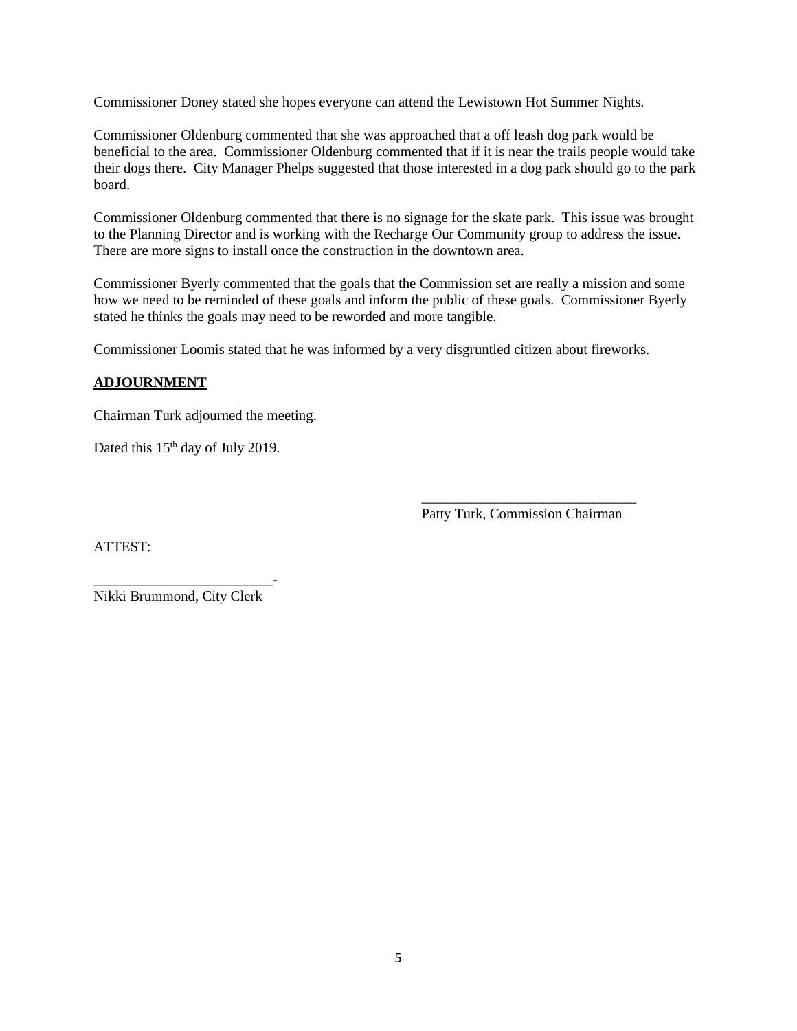Commissioner Doney stated she hopes everyone can attend the Lewistown Hot Summer Nights.

Commissioner Oldenburg commented that she was approached that a off leash dog park would be beneficial to the area. Commissioner Oldenburg commented that if it is near the trails people would take their dogs there. City Manager Phelps suggested that those interested in a dog park should go to the park board.

Commissioner Oldenburg commented that there is no signage for the skate park. This issue was brought to the Planning Director and is working with the Recharge Our Community group to address the issue. There are more signs to install once the construction in the downtown area.

Commissioner Byerly commented that the goals that the Commission set are really a mission and some how we need to be reminded of these goals and inform the public of these goals. Commissioner Byerly stated he thinks the goals may need to be reworded and more tangible.

Commissioner Loomis stated that he was informed by a very disgruntled citizen about fireworks.

**ADJOURNMENT**

Chairman Turk adjourned the meeting.

Dated this 15th day of July 2019.

______________________________
Patty Turk, Commission Chairman

ATTEST:

________________________-
Nikki Brummond, City Clerk